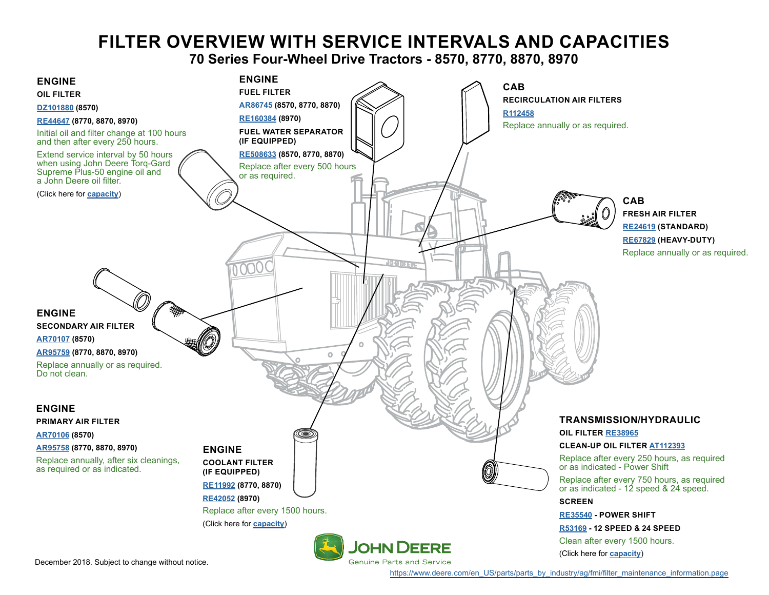# FILTER OVERVIEW WITH SERVICE INTERVALS AND CAPACITIES

## 70 Series Four-Wheel Drive Tractors - 8570, 8770, 8870, 8970

### ENGINE

**OIL FILTER**

**DZ101880 (8570)**

**RE44647 (8770, 8870, 8970)**

Initial oil and filter change at 100 hours and then after every 250 hours.

Extend service interval by 50 hours when using John Deere Torq-Gard Supreme Plus-50 engine oil and a John Deere oil filter.

(Click here for **capacity**)

### ENGINE

**FUEL FILTER**

**AR86745 (8570, 8770, 8870)**

**RE160384 (8970)**

**FUEL WATER SEPARATOR (IF EQUIPPED)**

**RE508633 (8570, 8770, 8870)**

Replace after every 500 hours or as required.

### CAB

**RECIRCULATION AIR FILTERS**

**R112458**

Replace annually or as required.

### CAB

**FRESH AIR FILTER**

**RE24619 (STANDARD)**

**RE67829 (HEAVY-DUTY)**

Replace annually or as required.

### ENGINE

**SECONDARY AIR FILTER**

**AR70107 (8570)**

**AR95759 (8770, 8870, 8970)**

Replace annually or as required. Do not clean.

### ENGINE

**PRIMARY AIR FILTER**

**AR70106 (8570)**

**AR95758 (8770, 8870, 8970)**

Replace annually, after six cleanings, as required or as indicated.

### ENGINE

**COOLANT FILTER (IF EQUIPPED)**

**RE11992 (8770, 8870)**

**RE42052 (8970)**

Replace after every 1500 hours.

(Click here for **capacity**)

### TRANSMISSION/HYDRAULIC

**OIL FILTER RE38965**

**CLEAN-UP OIL FILTER AT112393**

Replace after every 250 hours, as required or as indicated - Power Shift

Replace after every 750 hours, as required or as indicated - 12 speed & 24 speed.

**SCREEN**

**RE35540 - POWER SHIFT**

**R53169 - 12 SPEED & 24 SPEED**

Clean after every 1500 hours.

(Click here for **capacity**)

December 2018. Subject to change without notice.

JOHN DEERE
Genuine Parts and Service

https://www.deere.com/en_US/parts/parts_by_industry/ag/fmi/filter_maintenance_information.page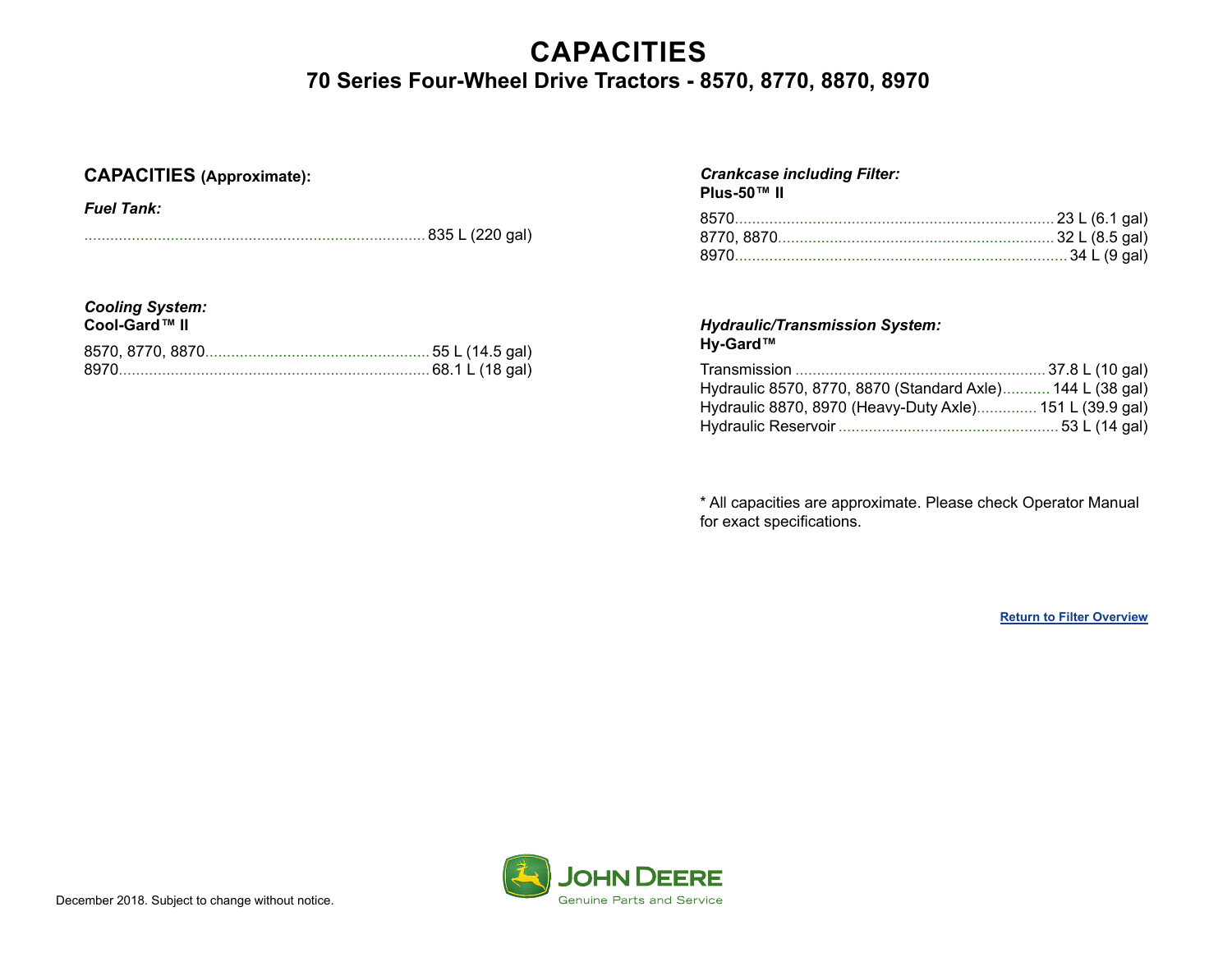# CAPACITIES

## 70 Series Four-Wheel Drive Tractors - 8570, 8770, 8870, 8970

### CAPACITIES (Approximate):

***Fuel Tank:***

| | |
|---|---|
| | 835 L (220 gal) |

***Cooling System:***
**Cool-Gard™ II**

| | |
|---|---|
| 8570, 8770, 8870 | 55 L (14.5 gal) |
| 8970 | 68.1 L (18 gal) |

***Crankcase including Filter:***
**Plus-50™ II**

| | |
|---|---|
| 8570 | 23 L (6.1 gal) |
| 8770, 8870 | 32 L (8.5 gal) |
| 8970 | 34 L (9 gal) |

***Hydraulic/Transmission System:***
**Hy-Gard™**

| | |
|---|---|
| Transmission | 37.8 L (10 gal) |
| Hydraulic 8570, 8770, 8870 (Standard Axle) | 144 L (38 gal) |
| Hydraulic 8870, 8970 (Heavy-Duty Axle) | 151 L (39.9 gal) |
| Hydraulic Reservoir | 53 L (14 gal) |

* All capacities are approximate. Please check Operator Manual for exact specifications.

**Return to Filter Overview**

JOHN DEERE
Genuine Parts and Service

December 2018. Subject to change without notice.